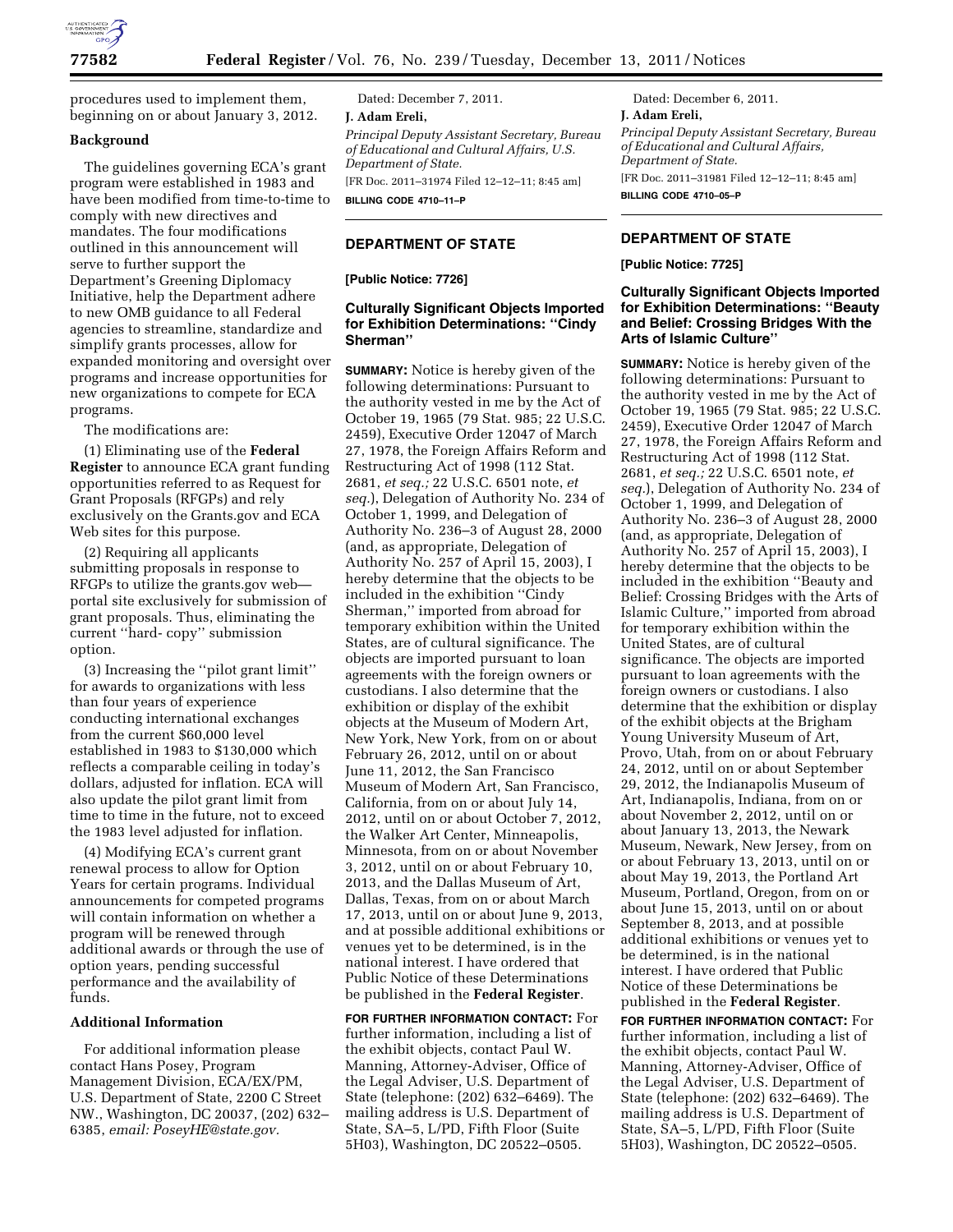procedures used to implement them, beginning on or about January 3, 2012.

**Background**

The guidelines governing ECA's grant program were established in 1983 and have been modified from time-to-time to comply with new directives and mandates. The four modifications outlined in this announcement will serve to further support the Department's Greening Diplomacy Initiative, help the Department adhere to new OMB guidance to all Federal agencies to streamline, standardize and simplify grants processes, allow for expanded monitoring and oversight over programs and increase opportunities for new organizations to compete for ECA programs.

The modifications are:

(1) Eliminating use of the **Federal Register** to announce ECA grant funding opportunities referred to as Request for Grant Proposals (RFGPs) and rely exclusively on the Grants.gov and ECA Web sites for this purpose.

(2) Requiring all applicants submitting proposals in response to RFGPs to utilize the grants.gov web—portal site exclusively for submission of grant proposals. Thus, eliminating the current ''hard- copy'' submission option.

(3) Increasing the ''pilot grant limit'' for awards to organizations with less than four years of experience conducting international exchanges from the current $60,000 level established in 1983 to $130,000 which reflects a comparable ceiling in today's dollars, adjusted for inflation. ECA will also update the pilot grant limit from time to time in the future, not to exceed the 1983 level adjusted for inflation.

(4) Modifying ECA's current grant renewal process to allow for Option Years for certain programs. Individual announcements for competed programs will contain information on whether a program will be renewed through additional awards or through the use of option years, pending successful performance and the availability of funds.

**Additional Information**

For additional information please contact Hans Posey, Program Management Division, ECA/EX/PM, U.S. Department of State, 2200 C Street NW., Washington, DC 20037, (202) 632–6385, *email: PoseyHE@state.gov.*

Dated: December 7, 2011.

**J. Adam Ereli,**

*Principal Deputy Assistant Secretary, Bureau of Educational and Cultural Affairs, U.S. Department of State.*

[FR Doc. 2011–31974 Filed 12–12–11; 8:45 am]

**BILLING CODE 4710–11–P**

## DEPARTMENT OF STATE

**[Public Notice: 7726]**

### Culturally Significant Objects Imported for Exhibition Determinations: ''Cindy Sherman''

**SUMMARY:** Notice is hereby given of the following determinations: Pursuant to the authority vested in me by the Act of October 19, 1965 (79 Stat. 985; 22 U.S.C. 2459), Executive Order 12047 of March 27, 1978, the Foreign Affairs Reform and Restructuring Act of 1998 (112 Stat. 2681, *et seq.;* 22 U.S.C. 6501 note, *et seq.*), Delegation of Authority No. 234 of October 1, 1999, and Delegation of Authority No. 236–3 of August 28, 2000 (and, as appropriate, Delegation of Authority No. 257 of April 15, 2003), I hereby determine that the objects to be included in the exhibition ''Cindy Sherman,'' imported from abroad for temporary exhibition within the United States, are of cultural significance. The objects are imported pursuant to loan agreements with the foreign owners or custodians. I also determine that the exhibition or display of the exhibit objects at the Museum of Modern Art, New York, New York, from on or about February 26, 2012, until on or about June 11, 2012, the San Francisco Museum of Modern Art, San Francisco, California, from on or about July 14, 2012, until on or about October 7, 2012, the Walker Art Center, Minneapolis, Minnesota, from on or about November 3, 2012, until on or about February 10, 2013, and the Dallas Museum of Art, Dallas, Texas, from on or about March 17, 2013, until on or about June 9, 2013, and at possible additional exhibitions or venues yet to be determined, is in the national interest. I have ordered that Public Notice of these Determinations be published in the **Federal Register**.

**FOR FURTHER INFORMATION CONTACT:** For further information, including a list of the exhibit objects, contact Paul W. Manning, Attorney-Adviser, Office of the Legal Adviser, U.S. Department of State (telephone: (202) 632–6469). The mailing address is U.S. Department of State, SA–5, L/PD, Fifth Floor (Suite 5H03), Washington, DC 20522–0505.

Dated: December 6, 2011.

**J. Adam Ereli,**

*Principal Deputy Assistant Secretary, Bureau of Educational and Cultural Affairs, Department of State.*

[FR Doc. 2011–31981 Filed 12–12–11; 8:45 am]

**BILLING CODE 4710–05–P**

## DEPARTMENT OF STATE

**[Public Notice: 7725]**

### Culturally Significant Objects Imported for Exhibition Determinations: ''Beauty and Belief: Crossing Bridges With the Arts of Islamic Culture''

**SUMMARY:** Notice is hereby given of the following determinations: Pursuant to the authority vested in me by the Act of October 19, 1965 (79 Stat. 985; 22 U.S.C. 2459), Executive Order 12047 of March 27, 1978, the Foreign Affairs Reform and Restructuring Act of 1998 (112 Stat. 2681, *et seq.;* 22 U.S.C. 6501 note, *et seq.*), Delegation of Authority No. 234 of October 1, 1999, and Delegation of Authority No. 236–3 of August 28, 2000 (and, as appropriate, Delegation of Authority No. 257 of April 15, 2003), I hereby determine that the objects to be included in the exhibition ''Beauty and Belief: Crossing Bridges with the Arts of Islamic Culture,'' imported from abroad for temporary exhibition within the United States, are of cultural significance. The objects are imported pursuant to loan agreements with the foreign owners or custodians. I also determine that the exhibition or display of the exhibit objects at the Brigham Young University Museum of Art, Provo, Utah, from on or about February 24, 2012, until on or about September 29, 2012, the Indianapolis Museum of Art, Indianapolis, Indiana, from on or about November 2, 2012, until on or about January 13, 2013, the Newark Museum, Newark, New Jersey, from on or about February 13, 2013, until on or about May 19, 2013, the Portland Art Museum, Portland, Oregon, from on or about June 15, 2013, until on or about September 8, 2013, and at possible additional exhibitions or venues yet to be determined, is in the national interest. I have ordered that Public Notice of these Determinations be published in the **Federal Register**.

**FOR FURTHER INFORMATION CONTACT:** For further information, including a list of the exhibit objects, contact Paul W. Manning, Attorney-Adviser, Office of the Legal Adviser, U.S. Department of State (telephone: (202) 632–6469). The mailing address is U.S. Department of State, SA–5, L/PD, Fifth Floor (Suite 5H03), Washington, DC 20522–0505.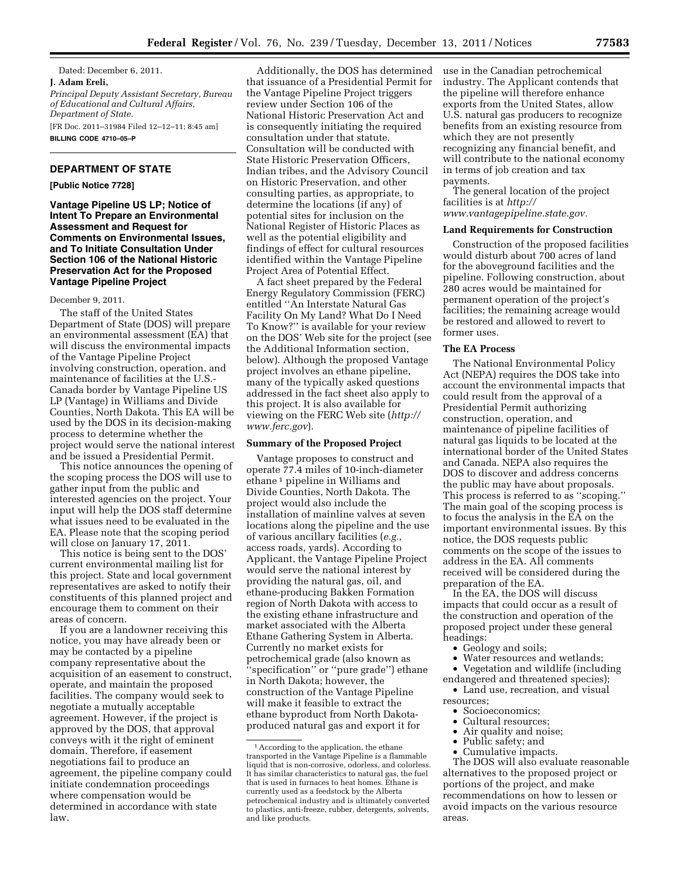Dated: December 6, 2011.

**J. Adam Ereli,**

*Principal Deputy Assistant Secretary, Bureau of Educational and Cultural Affairs, Department of State.*

[FR Doc. 2011–31984 Filed 12–12–11; 8:45 am]

**BILLING CODE 4710–05–P**

## DEPARTMENT OF STATE

**[Public Notice 7728]**

### Vantage Pipeline US LP; Notice of Intent To Prepare an Environmental Assessment and Request for Comments on Environmental Issues, and To Initiate Consultation Under Section 106 of the National Historic Preservation Act for the Proposed Vantage Pipeline Project

December 9, 2011.

The staff of the United States Department of State (DOS) will prepare an environmental assessment (EA) that will discuss the environmental impacts of the Vantage Pipeline Project involving construction, operation, and maintenance of facilities at the U.S.-Canada border by Vantage Pipeline US LP (Vantage) in Williams and Divide Counties, North Dakota. This EA will be used by the DOS in its decision-making process to determine whether the project would serve the national interest and be issued a Presidential Permit.

This notice announces the opening of the scoping process the DOS will use to gather input from the public and interested agencies on the project. Your input will help the DOS staff determine what issues need to be evaluated in the EA. Please note that the scoping period will close on January 17, 2011.

This notice is being sent to the DOS' current environmental mailing list for this project. State and local government representatives are asked to notify their constituents of this planned project and encourage them to comment on their areas of concern.

If you are a landowner receiving this notice, you may have already been or may be contacted by a pipeline company representative about the acquisition of an easement to construct, operate, and maintain the proposed facilities. The company would seek to negotiate a mutually acceptable agreement. However, if the project is approved by the DOS, that approval conveys with it the right of eminent domain. Therefore, if easement negotiations fail to produce an agreement, the pipeline company could initiate condemnation proceedings where compensation would be determined in accordance with state law.

Additionally, the DOS has determined that issuance of a Presidential Permit for the Vantage Pipeline Project triggers review under Section 106 of the National Historic Preservation Act and is consequently initiating the required consultation under that statute. Consultation will be conducted with State Historic Preservation Officers, Indian tribes, and the Advisory Council on Historic Preservation, and other consulting parties, as appropriate, to determine the locations (if any) of potential sites for inclusion on the National Register of Historic Places as well as the potential eligibility and findings of effect for cultural resources identified within the Vantage Pipeline Project Area of Potential Effect.

A fact sheet prepared by the Federal Energy Regulatory Commission (FERC) entitled "An Interstate Natural Gas Facility On My Land? What Do I Need To Know?" is available for your review on the DOS' Web site for the project (see the Additional Information section, below). Although the proposed Vantage project involves an ethane pipeline, many of the typically asked questions addressed in the fact sheet also apply to this project. It is also available for viewing on the FERC Web site (*http://www.ferc.gov*).

#### Summary of the Proposed Project

Vantage proposes to construct and operate 77.4 miles of 10-inch-diameter ethane [1] pipeline in Williams and Divide Counties, North Dakota. The project would also include the installation of mainline valves at seven locations along the pipeline and the use of various ancillary facilities (*e.g.,* access roads, yards). According to Applicant, the Vantage Pipeline Project would serve the national interest by providing the natural gas, oil, and ethane-producing Bakken Formation region of North Dakota with access to the existing ethane infrastructure and market associated with the Alberta Ethane Gathering System in Alberta. Currently no market exists for petrochemical grade (also known as "specification" or "pure grade") ethane in North Dakota; however, the construction of the Vantage Pipeline will make it feasible to extract the ethane byproduct from North Dakota-produced natural gas and export it for use in the Canadian petrochemical industry. The Applicant contends that the pipeline will therefore enhance exports from the United States, allow U.S. natural gas producers to recognize benefits from an existing resource from which they are not presently recognizing any financial benefit, and will contribute to the national economy in terms of job creation and tax payments.

The general location of the project facilities is at *http://www.vantagepipeline.state.gov.*

#### Land Requirements for Construction

Construction of the proposed facilities would disturb about 700 acres of land for the aboveground facilities and the pipeline. Following construction, about 280 acres would be maintained for permanent operation of the project's facilities; the remaining acreage would be restored and allowed to revert to former uses.

#### The EA Process

The National Environmental Policy Act (NEPA) requires the DOS take into account the environmental impacts that could result from the approval of a Presidential Permit authorizing construction, operation, and maintenance of pipeline facilities of natural gas liquids to be located at the international border of the United States and Canada. NEPA also requires the DOS to discover and address concerns the public may have about proposals. This process is referred to as "scoping." The main goal of the scoping process is to focus the analysis in the EA on the important environmental issues. By this notice, the DOS requests public comments on the scope of the issues to address in the EA. All comments received will be considered during the preparation of the EA.

In the EA, the DOS will discuss impacts that could occur as a result of the construction and operation of the proposed project under these general headings:

- Geology and soils;
- Water resources and wetlands;
- Vegetation and wildlife (including endangered and threatened species);
- Land use, recreation, and visual resources;
- Socioeconomics;
- Cultural resources;
- Air quality and noise;
- Public safety; and
- Cumulative impacts.

The DOS will also evaluate reasonable alternatives to the proposed project or portions of the project, and make recommendations on how to lessen or avoid impacts on the various resource areas.

---

[1] According to the application, the ethane transported in the Vantage Pipeline is a flammable liquid that is non-corrosive, odorless, and colorless. It has similar characteristics to natural gas, the fuel that is used in furnaces to heat homes. Ethane is currently used as a feedstock by the Alberta petrochemical industry and is ultimately converted to plastics, anti-freeze, rubber, detergents, solvents, and like products.